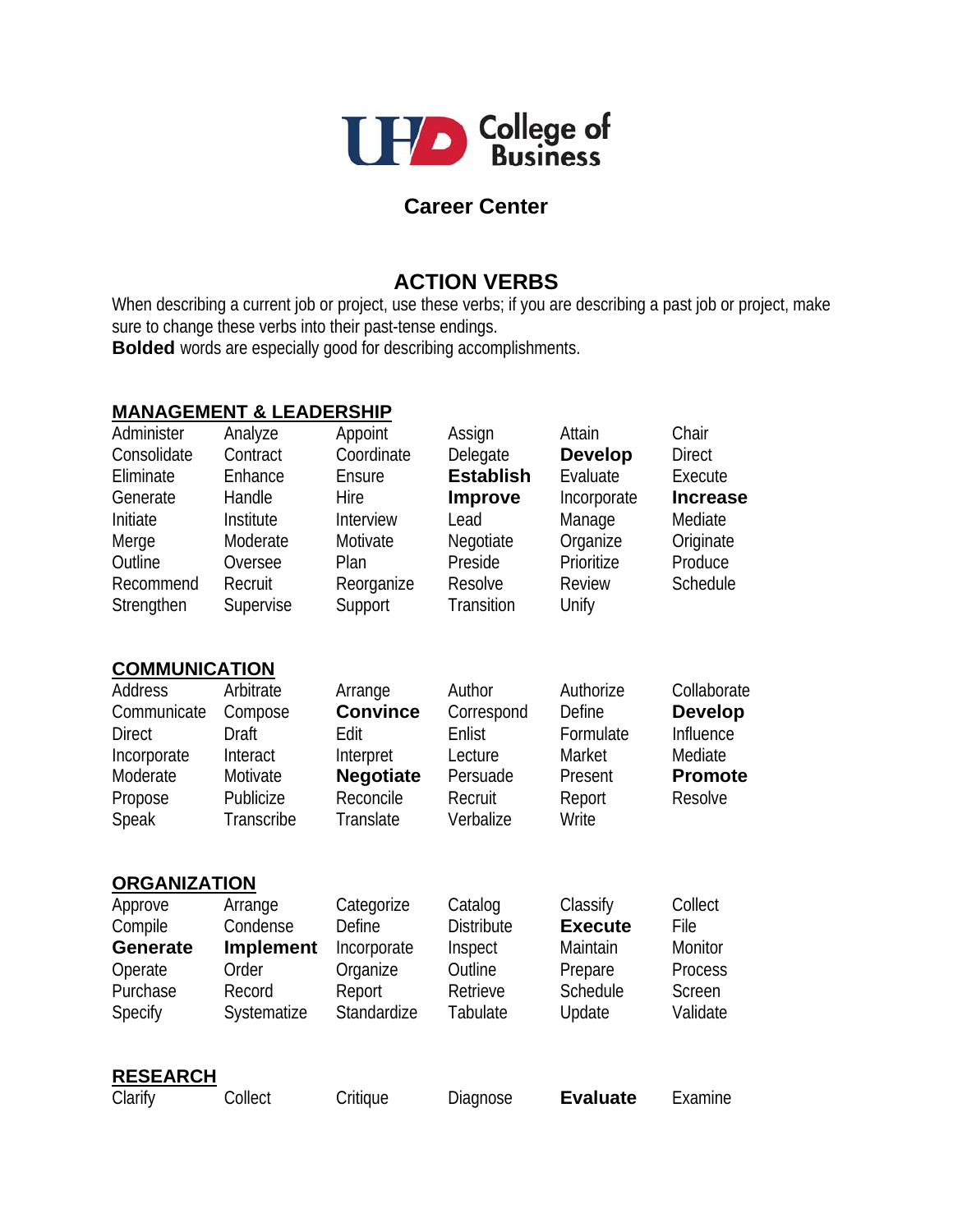UHD College of Business

## Career Center

# ACTION VERBS

When describing a current job or project, use these verbs; if you are describing a past job or project, make sure to change these verbs into their past-tense endings.
**Bolded** words are especially good for describing accomplishments.

## MANAGEMENT & LEADERSHIP

| | | | | | |
|---|---|---|---|---|---|
| Administer | Analyze | Appoint | Assign | Attain | Chair |
| Consolidate | Contract | Coordinate | Delegate | **Develop** | Direct |
| Eliminate | Enhance | Ensure | **Establish** | Evaluate | Execute |
| Generate | Handle | Hire | **Improve** | Incorporate | **Increase** |
| Initiate | Institute | Interview | Lead | Manage | Mediate |
| Merge | Moderate | Motivate | Negotiate | Organize | Originate |
| Outline | Oversee | Plan | Preside | Prioritize | Produce |
| Recommend | Recruit | Reorganize | Resolve | Review | Schedule |
| Strengthen | Supervise | Support | Transition | Unify | |

## COMMUNICATION

| | | | | | |
|---|---|---|---|---|---|
| Address | Arbitrate | Arrange | Author | Authorize | Collaborate |
| Communicate | Compose | **Convince** | Correspond | Define | **Develop** |
| Direct | Draft | Edit | Enlist | Formulate | Influence |
| Incorporate | Interact | Interpret | Lecture | Market | Mediate |
| Moderate | Motivate | **Negotiate** | Persuade | Present | **Promote** |
| Propose | Publicize | Reconcile | Recruit | Report | Resolve |
| Speak | Transcribe | Translate | Verbalize | Write | |

## ORGANIZATION

| | | | | | |
|---|---|---|---|---|---|
| Approve | Arrange | Categorize | Catalog | Classify | Collect |
| Compile | Condense | Define | Distribute | **Execute** | File |
| **Generate** | **Implement** | Incorporate | Inspect | Maintain | Monitor |
| Operate | Order | Organize | Outline | Prepare | Process |
| Purchase | Record | Report | Retrieve | Schedule | Screen |
| Specify | Systematize | Standardize | Tabulate | Update | Validate |

## RESEARCH

| | | | | | |
|---|---|---|---|---|---|
| Clarify | Collect | Critique | Diagnose | **Evaluate** | Examine |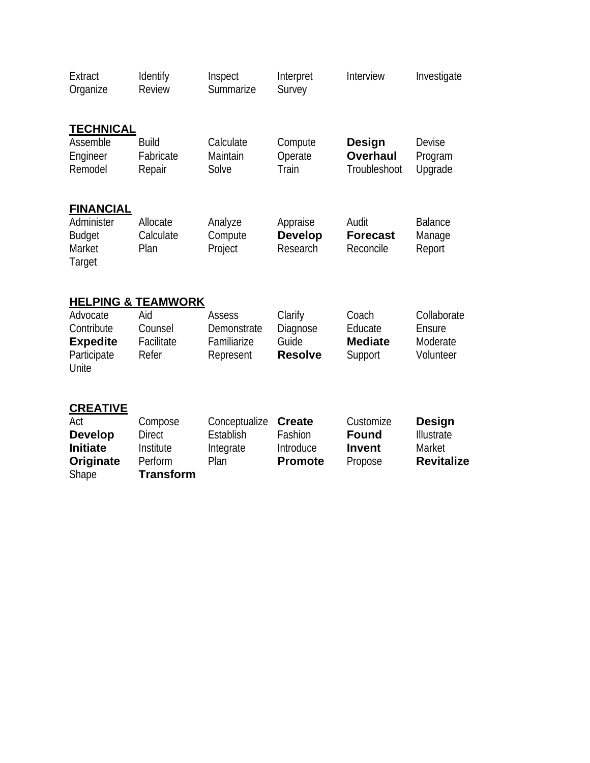| | | | | | |
|---|---|---|---|---|---|
| Extract | Identify | Inspect | Interpret | Interview | Investigate |
| Organize | Review | Summarize | Survey | | |

## TECHNICAL

| | | | | | |
|---|---|---|---|---|---|
| Assemble | Build | Calculate | Compute | **Design** | Devise |
| Engineer | Fabricate | Maintain | Operate | **Overhaul** | Program |
| Remodel | Repair | Solve | Train | Troubleshoot | Upgrade |

## FINANCIAL

| | | | | | |
|---|---|---|---|---|---|
| Administer | Allocate | Analyze | Appraise | Audit | Balance |
| Budget | Calculate | Compute | **Develop** | **Forecast** | Manage |
| Market | Plan | Project | Research | Reconcile | Report |
| Target | | | | | |

## HELPING & TEAMWORK

| | | | | | |
|---|---|---|---|---|---|
| Advocate | Aid | Assess | Clarify | Coach | Collaborate |
| Contribute | Counsel | Demonstrate | Diagnose | Educate | Ensure |
| **Expedite** | Facilitate | Familiarize | Guide | **Mediate** | Moderate |
| Participate | Refer | Represent | **Resolve** | Support | Volunteer |
| Unite | | | | | |

## CREATIVE

| | | | | | |
|---|---|---|---|---|---|
| Act | Compose | Conceptualize | **Create** | Customize | **Design** |
| **Develop** | Direct | Establish | Fashion | **Found** | Illustrate |
| **Initiate** | Institute | Integrate | Introduce | **Invent** | Market |
| **Originate** | Perform | Plan | **Promote** | Propose | **Revitalize** |
| Shape | **Transform** | | | | |